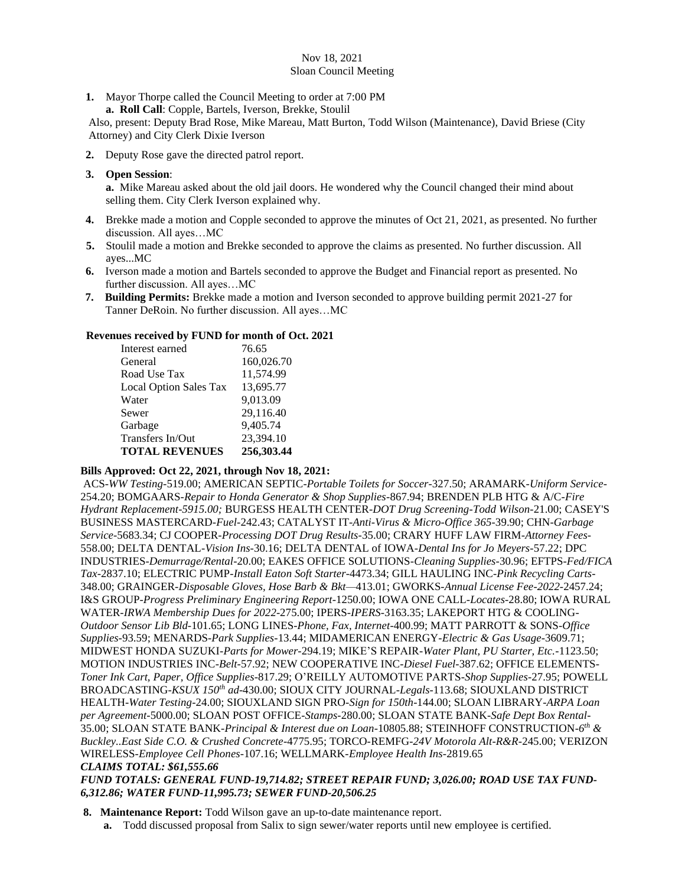Nov 18, 2021
Sloan Council Meeting

1. Mayor Thorpe called the Council Meeting to order at 7:00 PM
   a. **Roll Call**: Copple, Bartels, Iverson, Brekke, Stoulil

Also, present: Deputy Brad Rose, Mike Mareau, Matt Burton, Todd Wilson (Maintenance), David Briese (City Attorney) and City Clerk Dixie Iverson

2. Deputy Rose gave the directed patrol report.
3. **Open Session**:
   **a.** Mike Mareau asked about the old jail doors. He wondered why the Council changed their mind about selling them. City Clerk Iverson explained why.
4. Brekke made a motion and Copple seconded to approve the minutes of Oct 21, 2021, as presented. No further discussion. All ayes…MC
5. Stoulil made a motion and Brekke seconded to approve the claims as presented. No further discussion. All ayes...MC
6. Iverson made a motion and Bartels seconded to approve the Budget and Financial report as presented. No further discussion. All ayes…MC
7. **Building Permits:** Brekke made a motion and Iverson seconded to approve building permit 2021-27 for Tanner DeRoin. No further discussion. All ayes…MC

**Revenues received by FUND for month of Oct. 2021**

| | |
|---|---|
| Interest earned | 76.65 |
| General | 160,026.70 |
| Road Use Tax | 11,574.99 |
| Local Option Sales Tax | 13,695.77 |
| Water | 9,013.09 |
| Sewer | 29,116.40 |
| Garbage | 9,405.74 |
| Transfers In/Out | 23,394.10 |
| **TOTAL REVENUES** | **256,303.44** |

**Bills Approved: Oct 22, 2021, through Nov 18, 2021:**

ACS-*WW Testing*-519.00; AMERICAN SEPTIC-*Portable Toilets for Soccer*-327.50; ARAMARK-*Uniform Service*-254.20; BOMGAARS-*Repair to Honda Generator & Shop Supplies*-867.94; BRENDEN PLB HTG & A/C-*Fire Hydrant Replacement-5915.00;* BURGESS HEALTH CENTER-*DOT Drug Screening-Todd Wilson*-21.00; CASEY'S BUSINESS MASTERCARD-*Fuel*-242.43; CATALYST IT-*Anti-Virus & Micro-Office 365*-39.90; CHN-*Garbage Service*-5683.34; CJ COOPER-*Processing DOT Drug Results*-35.00; CRARY HUFF LAW FIRM-*Attorney Fees*-558.00; DELTA DENTAL-*Vision Ins*-30.16; DELTA DENTAL of IOWA-*Dental Ins for Jo Meyers*-57.22; DPC INDUSTRIES-*Demurrage/Rental*-20.00; EAKES OFFICE SOLUTIONS-*Cleaning Supplies*-30.96; EFTPS-*Fed/FICA Tax*-2837.10; ELECTRIC PUMP-*Install Eaton Soft Starter*-4473.34; GILL HAULING INC-*Pink Recycling Carts*-348.00; GRAINGER-*Disposable Gloves, Hose Barb & Bkt*—413.01; GWORKS-*Annual License Fee-2022*-2457.24; I&S GROUP-*Progress Preliminary Engineering Report*-1250.00; IOWA ONE CALL-*Locates*-28.80; IOWA RURAL WATER-*IRWA Membership Dues for 2022*-275.00; IPERS-*IPERS*-3163.35; LAKEPORT HTG & COOLING-*Outdoor Sensor Lib Bld*-101.65; LONG LINES-*Phone, Fax, Internet*-400.99; MATT PARROTT & SONS-*Office Supplies*-93.59; MENARDS-*Park Supplies*-13.44; MIDAMERICAN ENERGY-*Electric & Gas Usage*-3609.71; MIDWEST HONDA SUZUKI-*Parts for Mower*-294.19; MIKE'S REPAIR-*Water Plant, PU Starter, Etc.*-1123.50; MOTION INDUSTRIES INC-*Belt*-57.92; NEW COOPERATIVE INC-*Diesel Fuel*-387.62; OFFICE ELEMENTS-*Toner Ink Cart, Paper, Office Supplies*-817.29; O'REILLY AUTOMOTIVE PARTS-*Shop Supplies*-27.95; POWELL BROADCASTING-*KSUX 150th ad*-430.00; SIOUX CITY JOURNAL-*Legals*-113.68; SIOUXLAND DISTRICT HEALTH-*Water Testing*-24.00; SIOUXLAND SIGN PRO-*Sign for 150th*-144.00; SLOAN LIBRARY-*ARPA Loan per Agreement*-5000.00; SLOAN POST OFFICE-*Stamps*-280.00; SLOAN STATE BANK-*Safe Dept Box Rental*-35.00; SLOAN STATE BANK-*Principal & Interest due on Loan*-10805.88; STEINHOFF CONSTRUCTION-*6th & Buckley..East Side C.O. & Crushed Concrete*-4775.95; TORCO-REMFG-*24V Motorola Alt-R&R*-245.00; VERIZON WIRELESS-*Employee Cell Phones*-107.16; WELLMARK-*Employee Health Ins*-2819.65

***CLAIMS TOTAL: $61,555.66***

***FUND TOTALS: GENERAL FUND-19,714.82; STREET REPAIR FUND; 3,026.00; ROAD USE TAX FUND-6,312.86; WATER FUND-11,995.73; SEWER FUND-20,506.25***

8. **Maintenance Report:** Todd Wilson gave an up-to-date maintenance report.
   a. Todd discussed proposal from Salix to sign sewer/water reports until new employee is certified.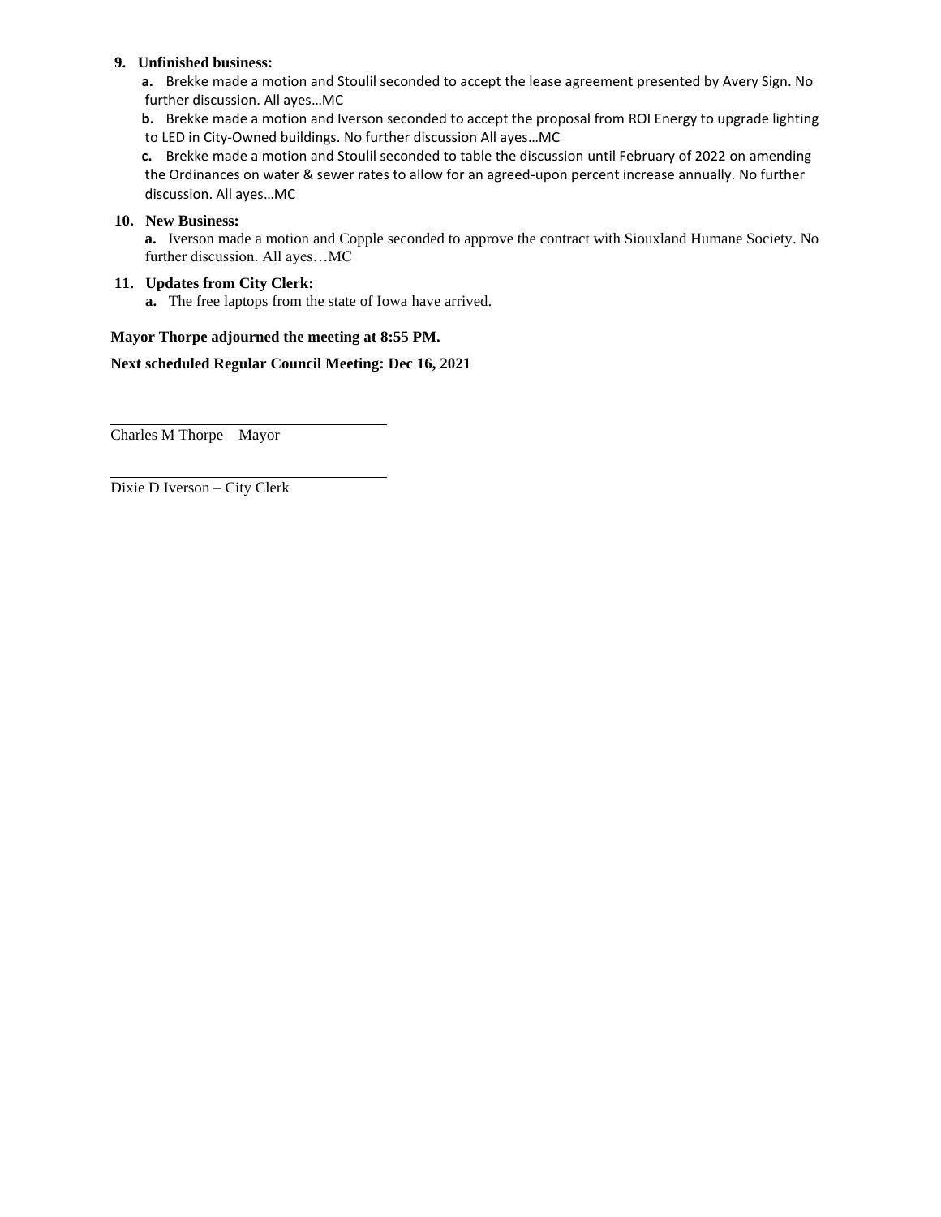9. **Unfinished business:**

   **a.** Brekke made a motion and Stoulil seconded to accept the lease agreement presented by Avery Sign. No further discussion. All ayes…MC

   **b.** Brekke made a motion and Iverson seconded to accept the proposal from ROI Energy to upgrade lighting to LED in City-Owned buildings. No further discussion All ayes…MC

   **c.** Brekke made a motion and Stoulil seconded to table the discussion until February of 2022 on amending the Ordinances on water & sewer rates to allow for an agreed-upon percent increase annually. No further discussion. All ayes…MC

10. **New Business:**

    **a.** Iverson made a motion and Copple seconded to approve the contract with Siouxland Humane Society. No further discussion. All ayes…MC

11. **Updates from City Clerk:**

    **a.** The free laptops from the state of Iowa have arrived.

**Mayor Thorpe adjourned the meeting at 8:55 PM.**

**Next scheduled Regular Council Meeting: Dec 16, 2021**

\_\_\_\_\_\_\_\_\_\_\_\_\_\_\_\_\_\_\_\_\_\_\_\_\_\_\_\_\_\_\_\_\_\_\_\_

Charles M Thorpe – Mayor

\_\_\_\_\_\_\_\_\_\_\_\_\_\_\_\_\_\_\_\_\_\_\_\_\_\_\_\_\_\_\_\_\_\_\_\_

Dixie D Iverson – City Clerk